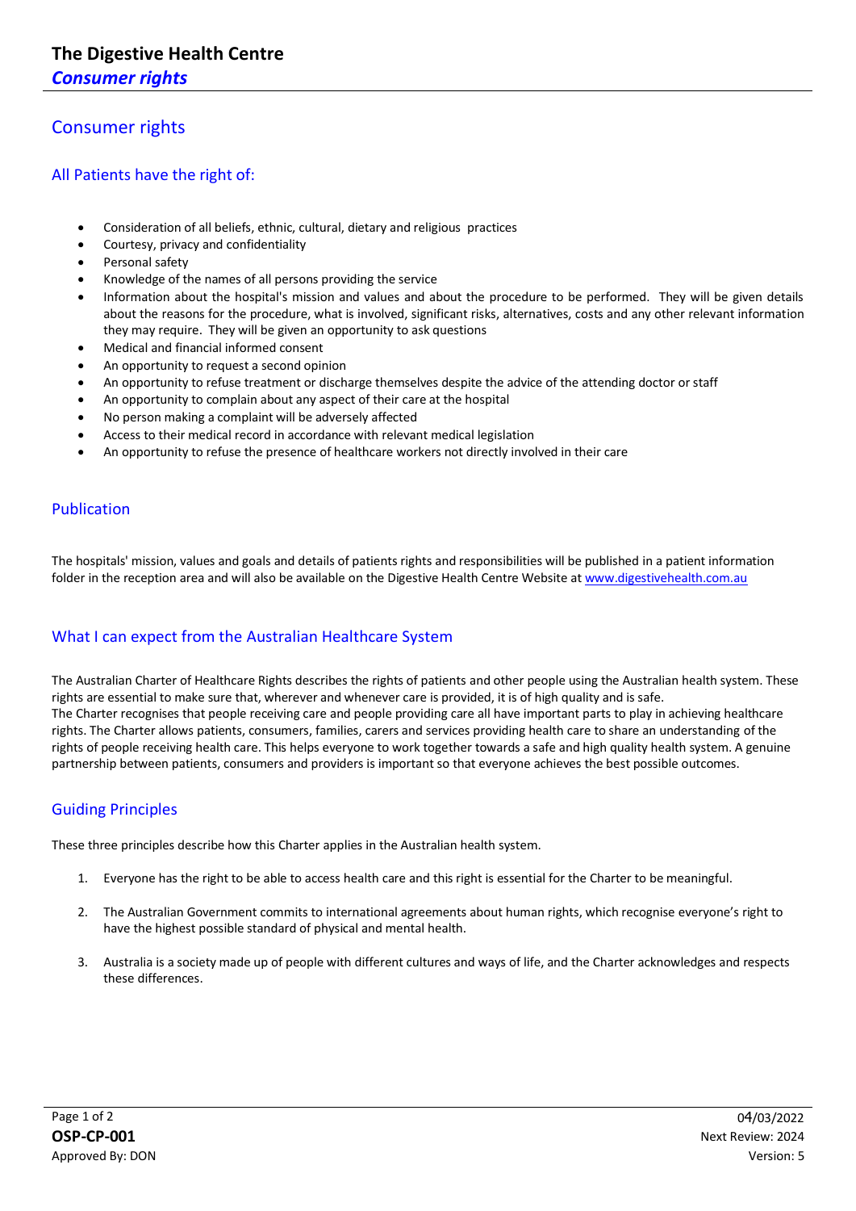# The Digestive Health Centre

***Consumer rights***

## Consumer rights

### All Patients have the right of:

- Consideration of all beliefs, ethnic, cultural, dietary and religious practices
- Courtesy, privacy and confidentiality
- Personal safety
- Knowledge of the names of all persons providing the service
- Information about the hospital's mission and values and about the procedure to be performed. They will be given details about the reasons for the procedure, what is involved, significant risks, alternatives, costs and any other relevant information they may require. They will be given an opportunity to ask questions
- Medical and financial informed consent
- An opportunity to request a second opinion
- An opportunity to refuse treatment or discharge themselves despite the advice of the attending doctor or staff
- An opportunity to complain about any aspect of their care at the hospital
- No person making a complaint will be adversely affected
- Access to their medical record in accordance with relevant medical legislation
- An opportunity to refuse the presence of healthcare workers not directly involved in their care

### Publication

The hospitals' mission, values and goals and details of patients rights and responsibilities will be published in a patient information folder in the reception area and will also be available on the Digestive Health Centre Website at www.digestivehealth.com.au

### What I can expect from the Australian Healthcare System

The Australian Charter of Healthcare Rights describes the rights of patients and other people using the Australian health system. These rights are essential to make sure that, wherever and whenever care is provided, it is of high quality and is safe.
The Charter recognises that people receiving care and people providing care all have important parts to play in achieving healthcare rights. The Charter allows patients, consumers, families, carers and services providing health care to share an understanding of the rights of people receiving health care. This helps everyone to work together towards a safe and high quality health system. A genuine partnership between patients, consumers and providers is important so that everyone achieves the best possible outcomes.

### Guiding Principles

These three principles describe how this Charter applies in the Australian health system.

1. Everyone has the right to be able to access health care and this right is essential for the Charter to be meaningful.

2. The Australian Government commits to international agreements about human rights, which recognise everyone's right to have the highest possible standard of physical and mental health.

3. Australia is a society made up of people with different cultures and ways of life, and the Charter acknowledges and respects these differences.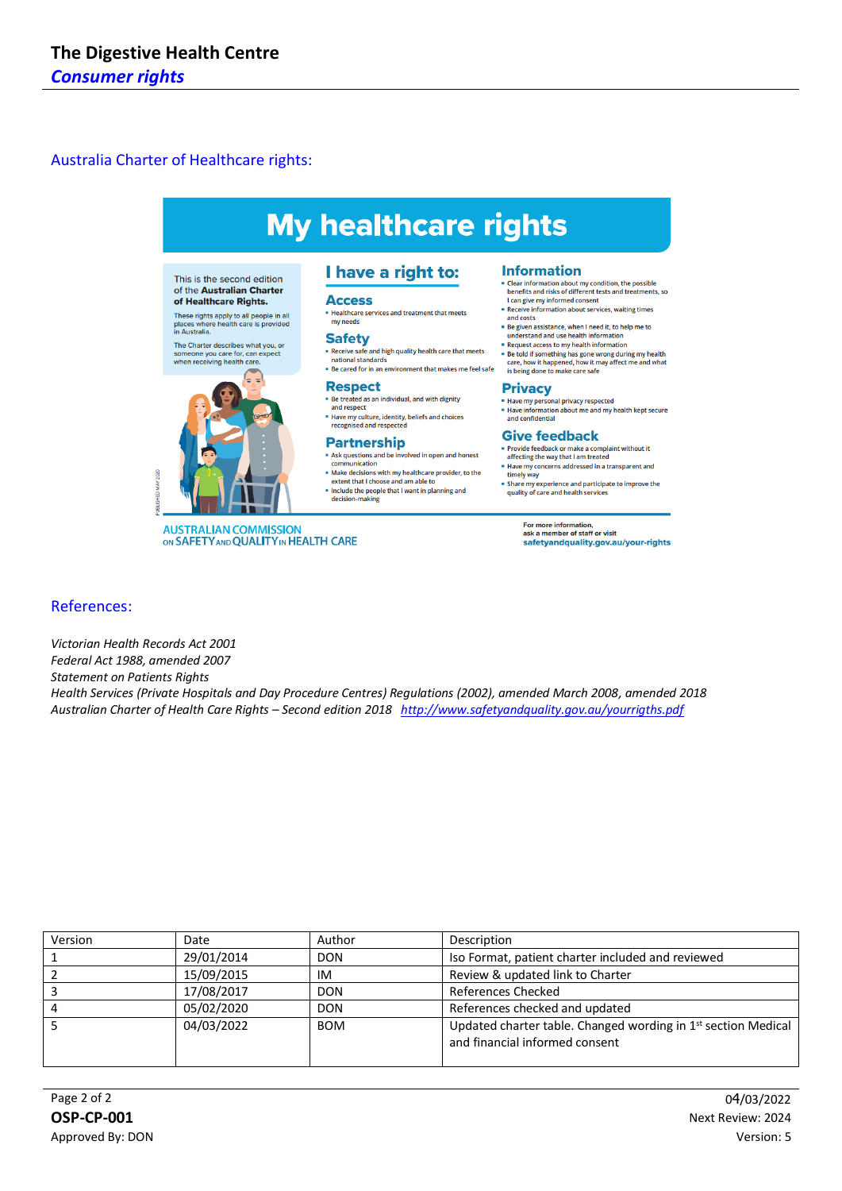## Australia Charter of Healthcare rights:

# My healthcare rights

This is the second edition of the **Australian Charter of Healthcare Rights.**

These rights apply to all people in all places where health care is provided in Australia.

The Charter describes what you, or someone you care for, can expect when receiving health care.

### I have a right to:

**Access**
- Healthcare services and treatment that meets my needs

**Safety**
- Receive safe and high quality health care that meets national standards
- Be cared for in an environment that makes me feel safe

**Respect**
- Be treated as an individual, and with dignity and respect
- Have my culture, identity, beliefs and choices recognised and respected

**Partnership**
- Ask questions and be involved in open and honest communication
- Make decisions with my healthcare provider, to the extent that I choose and am able to
- Include the people that I want in planning and decision-making

**Information**
- Clear information about my condition, the possible benefits and risks of different tests and treatments, so I can give my informed consent
- Receive information about services, waiting times and costs
- Be given assistance, when I need it, to help me to understand and use health information
- Request access to my health information
- Be told if something has gone wrong during my health care, how it happened, how it may affect me and what is being done to make care safe

**Privacy**
- Have my personal privacy respected
- Have information about me and my health kept secure and confidential

**Give feedback**
- Provide feedback or make a complaint without it affecting the way that I am treated
- Have my concerns addressed in a transparent and timely way
- Share my experience and participate to improve the quality of care and health services

PUBLISHED MAY 2020

AUSTRALIAN COMMISSION ON SAFETY AND QUALITY IN HEALTH CARE

For more information, ask a member of staff or visit **safetyandquality.gov.au/your-rights**

## References:

*Victorian Health Records Act 2001*
*Federal Act 1988, amended 2007*
*Statement on Patients Rights*
*Health Services (Private Hospitals and Day Procedure Centres) Regulations (2002), amended March 2008, amended 2018*
*Australian Charter of Health Care Rights – Second edition 2018* [http://www.safetyandquality.gov.au/yourrigths.pdf](http://www.safetyandquality.gov.au/yourrigths.pdf)

| Version | Date | Author | Description |
|---|---|---|---|
| 1 | 29/01/2014 | DON | Iso Format, patient charter included and reviewed |
| 2 | 15/09/2015 | IM | Review & updated link to Charter |
| 3 | 17/08/2017 | DON | References Checked |
| 4 | 05/02/2020 | DON | References checked and updated |
| 5 | 04/03/2022 | BOM | Updated charter table. Changed wording in 1st section Medical and financial informed consent |

**OSP-CP-001**
Approved By: DON

04/03/2022
Next Review: 2024
Version: 5